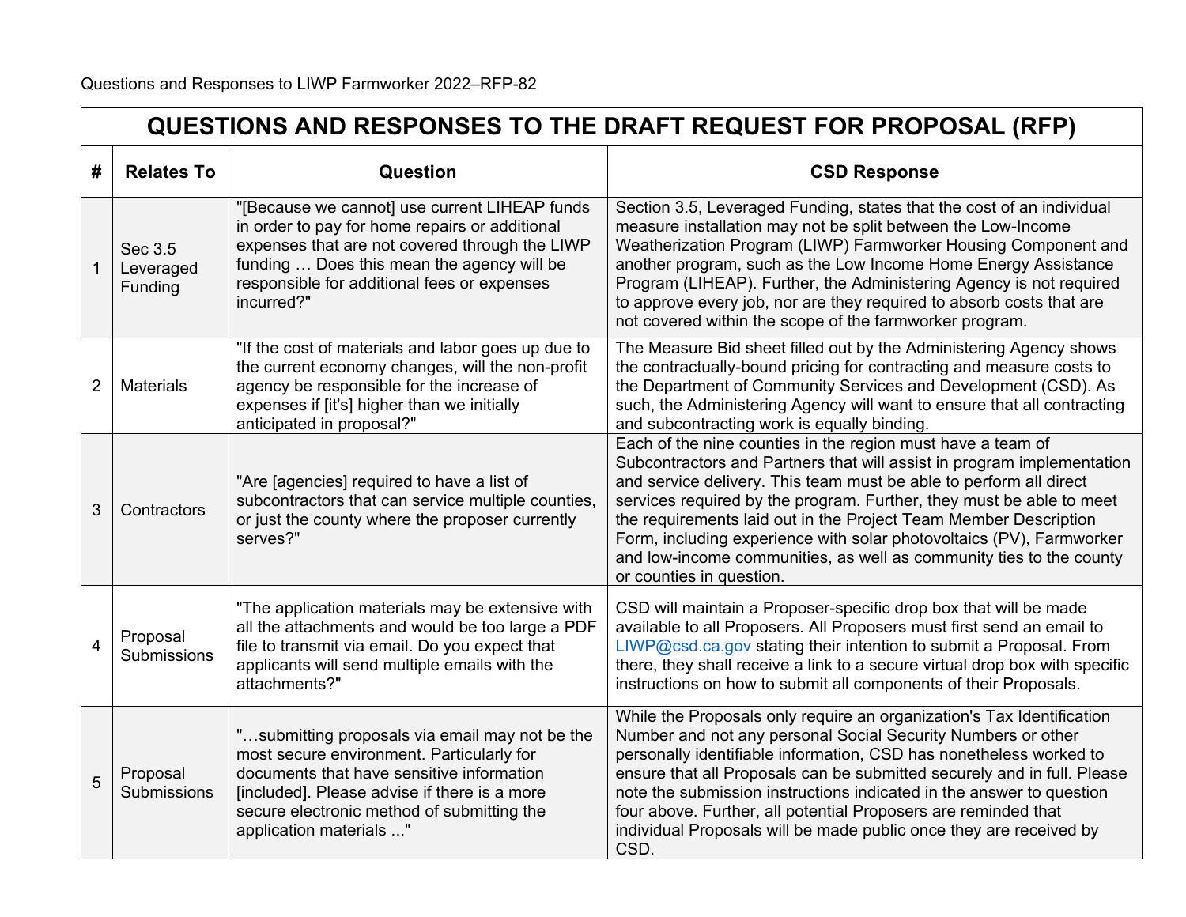Questions and Responses to LIWP Farmworker 2022–RFP-82

| QUESTIONS AND RESPONSES TO THE DRAFT REQUEST FOR PROPOSAL (RFP) | | | |
|---|---|---|---|
| **#** | **Relates To** | **Question** | **CSD Response** |
| 1 | Sec 3.5 Leveraged Funding | "[Because we cannot] use current LIHEAP funds in order to pay for home repairs or additional expenses that are not covered through the LIWP funding … Does this mean the agency will be responsible for additional fees or expenses incurred?" | Section 3.5, Leveraged Funding, states that the cost of an individual measure installation may not be split between the Low-Income Weatherization Program (LIWP) Farmworker Housing Component and another program, such as the Low Income Home Energy Assistance Program (LIHEAP). Further, the Administering Agency is not required to approve every job, nor are they required to absorb costs that are not covered within the scope of the farmworker program. |
| 2 | Materials | "If the cost of materials and labor goes up due to the current economy changes, will the non-profit agency be responsible for the increase of expenses if [it's] higher than we initially anticipated in proposal?" | The Measure Bid sheet filled out by the Administering Agency shows the contractually-bound pricing for contracting and measure costs to the Department of Community Services and Development (CSD). As such, the Administering Agency will want to ensure that all contracting and subcontracting work is equally binding. |
| 3 | Contractors | "Are [agencies] required to have a list of subcontractors that can service multiple counties, or just the county where the proposer currently serves?" | Each of the nine counties in the region must have a team of Subcontractors and Partners that will assist in program implementation and service delivery. This team must be able to perform all direct services required by the program. Further, they must be able to meet the requirements laid out in the Project Team Member Description Form, including experience with solar photovoltaics (PV), Farmworker and low-income communities, as well as community ties to the county or counties in question. |
| 4 | Proposal Submissions | "The application materials may be extensive with all the attachments and would be too large a PDF file to transmit via email. Do you expect that applicants will send multiple emails with the attachments?" | CSD will maintain a Proposer-specific drop box that will be made available to all Proposers. All Proposers must first send an email to LIWP@csd.ca.gov stating their intention to submit a Proposal. From there, they shall receive a link to a secure virtual drop box with specific instructions on how to submit all components of their Proposals. |
| 5 | Proposal Submissions | "…submitting proposals via email may not be the most secure environment. Particularly for documents that have sensitive information [included]. Please advise if there is a more secure electronic method of submitting the application materials ..." | While the Proposals only require an organization's Tax Identification Number and not any personal Social Security Numbers or other personally identifiable information, CSD has nonetheless worked to ensure that all Proposals can be submitted securely and in full. Please note the submission instructions indicated in the answer to question four above. Further, all potential Proposers are reminded that individual Proposals will be made public once they are received by CSD. |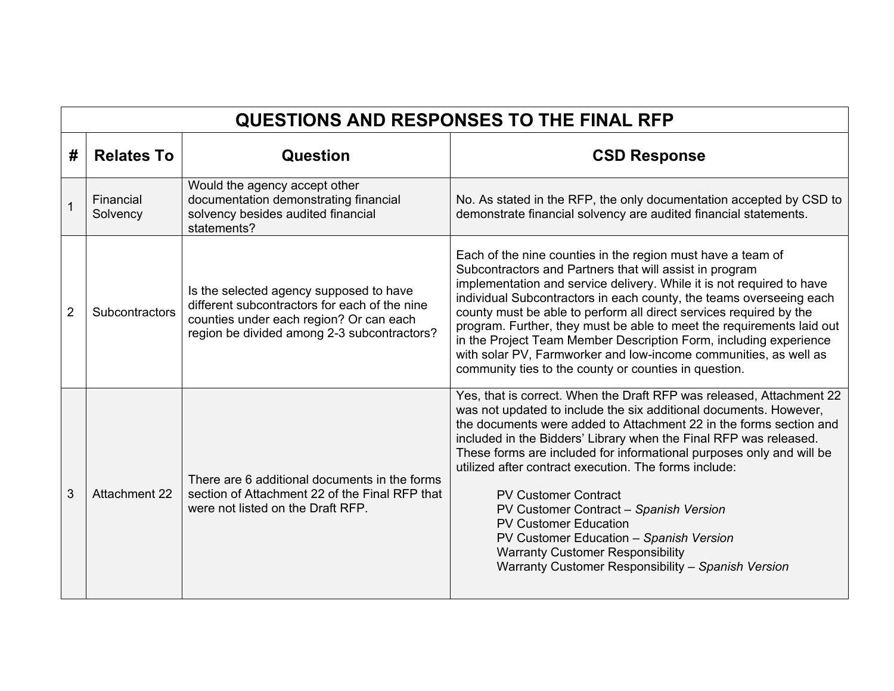| QUESTIONS AND RESPONSES TO THE FINAL RFP | | | |
| --- | --- | --- | --- |
| **#** | **Relates To** | **Question** | **CSD Response** |
| 1 | Financial Solvency | Would the agency accept other documentation demonstrating financial solvency besides audited financial statements? | No. As stated in the RFP, the only documentation accepted by CSD to demonstrate financial solvency are audited financial statements. |
| 2 | Subcontractors | Is the selected agency supposed to have different subcontractors for each of the nine counties under each region? Or can each region be divided among 2-3 subcontractors? | Each of the nine counties in the region must have a team of Subcontractors and Partners that will assist in program implementation and service delivery. While it is not required to have individual Subcontractors in each county, the teams overseeing each county must be able to perform all direct services required by the program. Further, they must be able to meet the requirements laid out in the Project Team Member Description Form, including experience with solar PV, Farmworker and low-income communities, as well as community ties to the county or counties in question. |
| 3 | Attachment 22 | There are 6 additional documents in the forms section of Attachment 22 of the Final RFP that were not listed on the Draft RFP. | Yes, that is correct. When the Draft RFP was released, Attachment 22 was not updated to include the six additional documents. However, the documents were added to Attachment 22 in the forms section and included in the Bidders' Library when the Final RFP was released. These forms are included for informational purposes only and will be utilized after contract execution. The forms include:<br><br>PV Customer Contract<br>PV Customer Contract – *Spanish Version*<br>PV Customer Education<br>PV Customer Education – *Spanish Version*<br>Warranty Customer Responsibility<br>Warranty Customer Responsibility – *Spanish Version* |